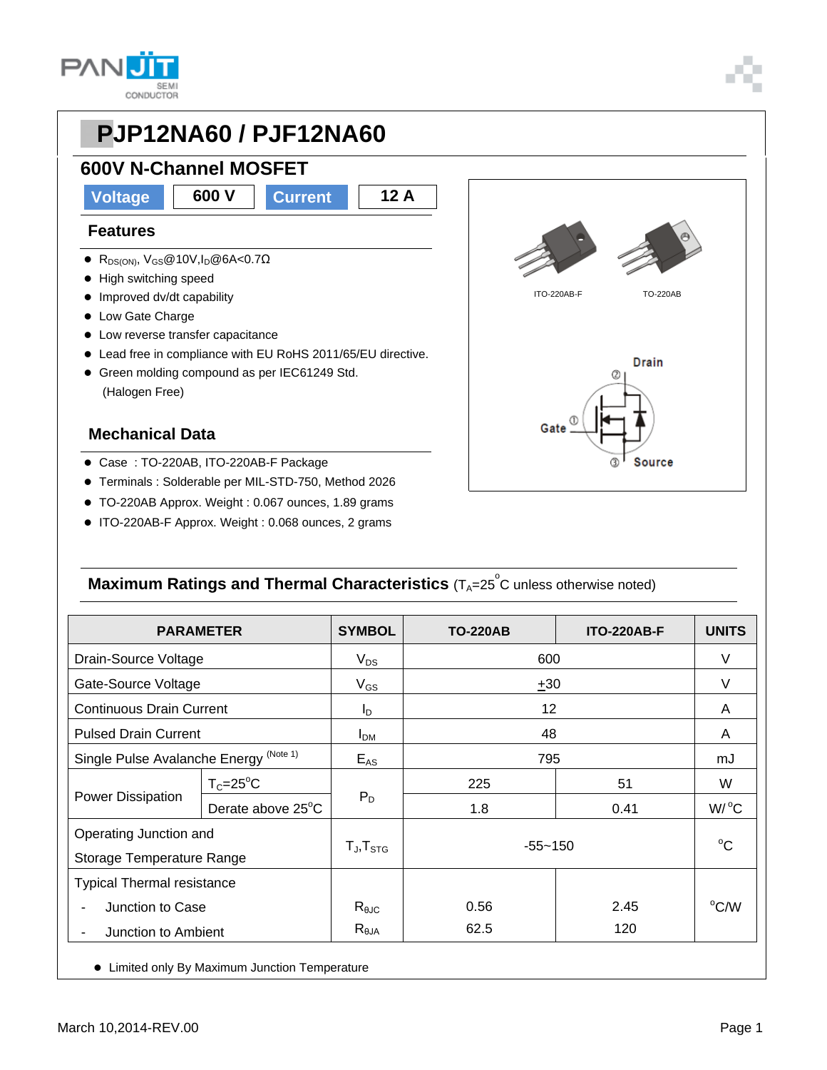# PJP12NA60 / PJF12NA60

## 600V N-Channel MOSFET

| Voltage | 600 V | Current | 12 A |
|---|---|---|---|

### Features

- $R_{DS(ON)}$, $V_{GS}$@10V,$I_D$@6A<0.7Ω
- High switching speed
- Improved dv/dt capability
- Low Gate Charge
- Low reverse transfer capacitance
- Lead free in compliance with EU RoHS 2011/65/EU directive.
- Green molding compound as per IEC61249 Std. (Halogen Free)

### Mechanical Data

- Case : TO-220AB, ITO-220AB-F Package
- Terminals : Solderable per MIL-STD-750, Method 2026
- TO-220AB Approx. Weight : 0.067 ounces, 1.89 grams
- ITO-220AB-F Approx. Weight : 0.068 ounces, 2 grams

ITO-220AB-F    TO-220AB

Drain ②, Gate ①, Source ③

### Maximum Ratings and Thermal Characteristics ($T_A$=25°C unless otherwise noted)

| PARAMETER | | SYMBOL | TO-220AB | ITO-220AB-F | UNITS |
|---|---|---|---|---|---|
| Drain-Source Voltage | | $V_{DS}$ | 600 | | V |
| Gate-Source Voltage | | $V_{GS}$ | ±30 | | V |
| Continuous Drain Current | | $I_D$ | 12 | | A |
| Pulsed Drain Current | | $I_{DM}$ | 48 | | A |
| Single Pulse Avalanche Energy (Note 1) | | $E_{AS}$ | 795 | | mJ |
| Power Dissipation | $T_C$=25°C | $P_D$ | 225 | 51 | W |
| | Derate above 25°C | | 1.8 | 0.41 | W/°C |
| Operating Junction and Storage Temperature Range | | $T_J$,$T_{STG}$ | -55~150 | | °C |
| Typical Thermal resistance - Junction to Case | | $R_{θJC}$ | 0.56 | 2.45 | °C/W |
| - Junction to Ambient | | $R_{θJA}$ | 62.5 | 120 | °C/W |

- Limited only By Maximum Junction Temperature

March 10,2014-REV.00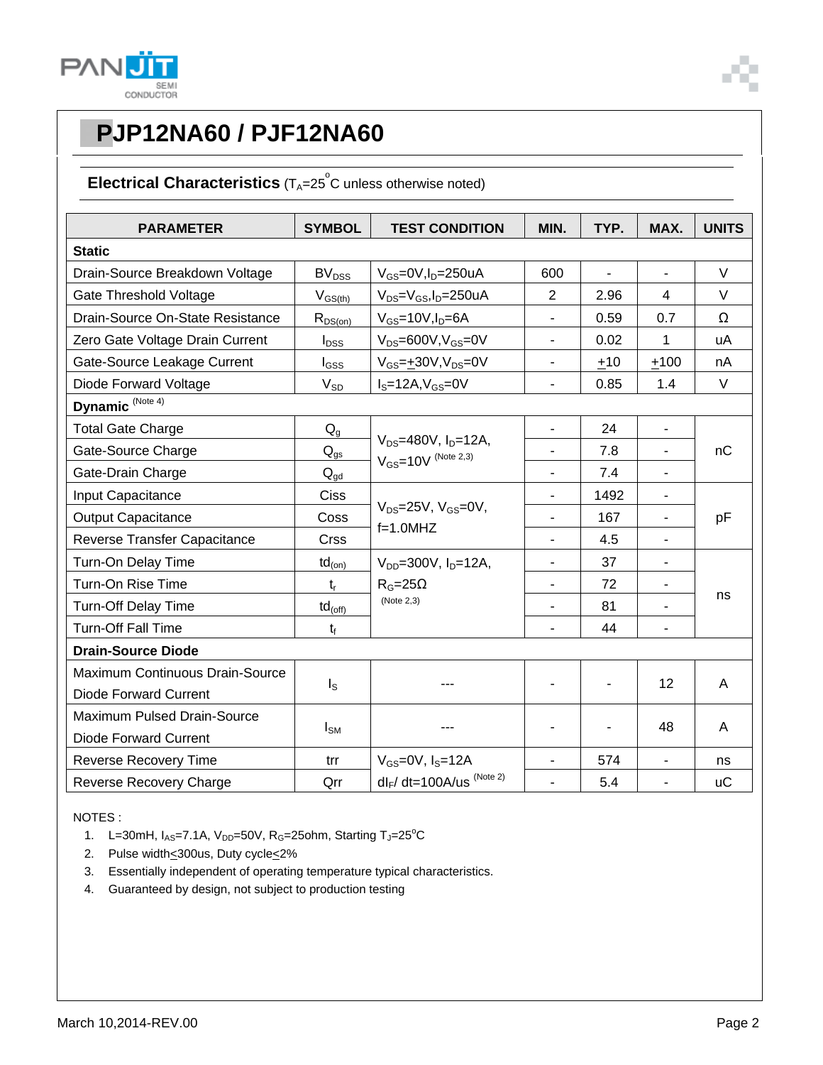# PJP12NA60 / PJF12NA60

## Electrical Characteristics ($T_A$=25°C unless otherwise noted)

| PARAMETER | SYMBOL | TEST CONDITION | MIN. | TYP. | MAX. | UNITS |
|---|---|---|---|---|---|---|
| **Static** | | | | | | |
| Drain-Source Breakdown Voltage | $BV_{DSS}$ | $V_{GS}$=0V,$I_D$=250uA | 600 | - | - | V |
| Gate Threshold Voltage | $V_{GS(th)}$ | $V_{DS}$=$V_{GS}$,$I_D$=250uA | 2 | 2.96 | 4 | V |
| Drain-Source On-State Resistance | $R_{DS(on)}$ | $V_{GS}$=10V,$I_D$=6A | - | 0.59 | 0.7 | Ω |
| Zero Gate Voltage Drain Current | $I_{DSS}$ | $V_{DS}$=600V,$V_{GS}$=0V | - | 0.02 | 1 | uA |
| Gate-Source Leakage Current | $I_{GSS}$ | $V_{GS}$=±30V,$V_{DS}$=0V | - | ±10 | ±100 | nA |
| Diode Forward Voltage | $V_{SD}$ | $I_S$=12A,$V_{GS}$=0V | - | 0.85 | 1.4 | V |
| **Dynamic** (Note 4) | | | | | | |
| Total Gate Charge | $Q_g$ | $V_{DS}$=480V, $I_D$=12A, $V_{GS}$=10V (Note 2,3) | - | 24 | - | nC |
| Gate-Source Charge | $Q_{gs}$ | | - | 7.8 | - | |
| Gate-Drain Charge | $Q_{gd}$ | | - | 7.4 | - | |
| Input Capacitance | Ciss | $V_{DS}$=25V, $V_{GS}$=0V, f=1.0MHZ | - | 1492 | - | pF |
| Output Capacitance | Coss | | - | 167 | - | |
| Reverse Transfer Capacitance | Crss | | - | 4.5 | - | |
| Turn-On Delay Time | $td_{(on)}$ | $V_{DD}$=300V, $I_D$=12A, $R_G$=25Ω (Note 2,3) | - | 37 | - | ns |
| Turn-On Rise Time | $t_r$ | | - | 72 | - | |
| Turn-Off Delay Time | $td_{(off)}$ | | - | 81 | - | |
| Turn-Off Fall Time | $t_f$ | | - | 44 | - | |
| **Drain-Source Diode** | | | | | | |
| Maximum Continuous Drain-Source Diode Forward Current | $I_S$ | --- | - | - | 12 | A |
| Maximum Pulsed Drain-Source Diode Forward Current | $I_{SM}$ | --- | - | - | 48 | A |
| Reverse Recovery Time | trr | $V_{GS}$=0V, $I_S$=12A $dI_F$/ dt=100A/us (Note 2) | - | 574 | - | ns |
| Reverse Recovery Charge | Qrr | | - | 5.4 | - | uC |

NOTES :

1. L=30mH, $I_{AS}$=7.1A, $V_{DD}$=50V, $R_G$=25ohm, Starting $T_J$=25°C
2. Pulse width≤300us, Duty cycle≤2%
3. Essentially independent of operating temperature typical characteristics.
4. Guaranteed by design, not subject to production testing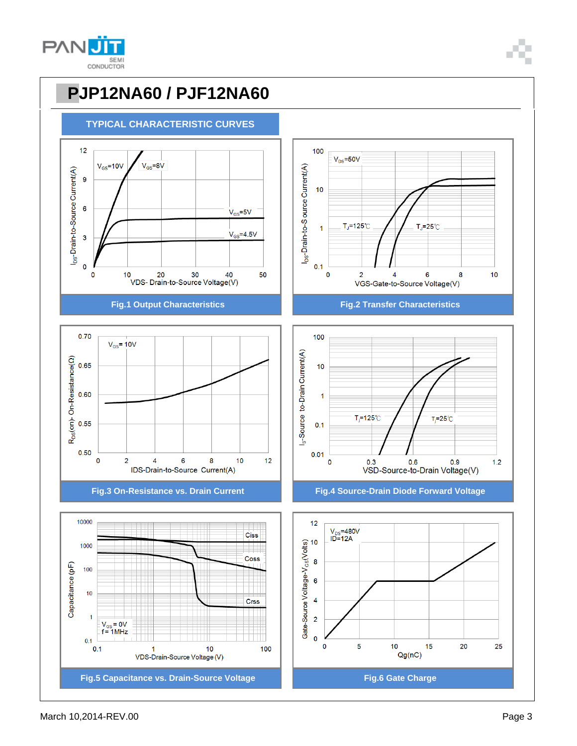# PJP12NA60 / PJF12NA60

## TYPICAL CHARACTERISTIC CURVES

Fig.1 Output Characteristics

Fig.2 Transfer Characteristics

Fig.3 On-Resistance vs. Drain Current

Fig.4 Source-Drain Diode Forward Voltage

Fig.5 Capacitance vs. Drain-Source Voltage

Fig.6 Gate Charge

March 10,2014-REV.00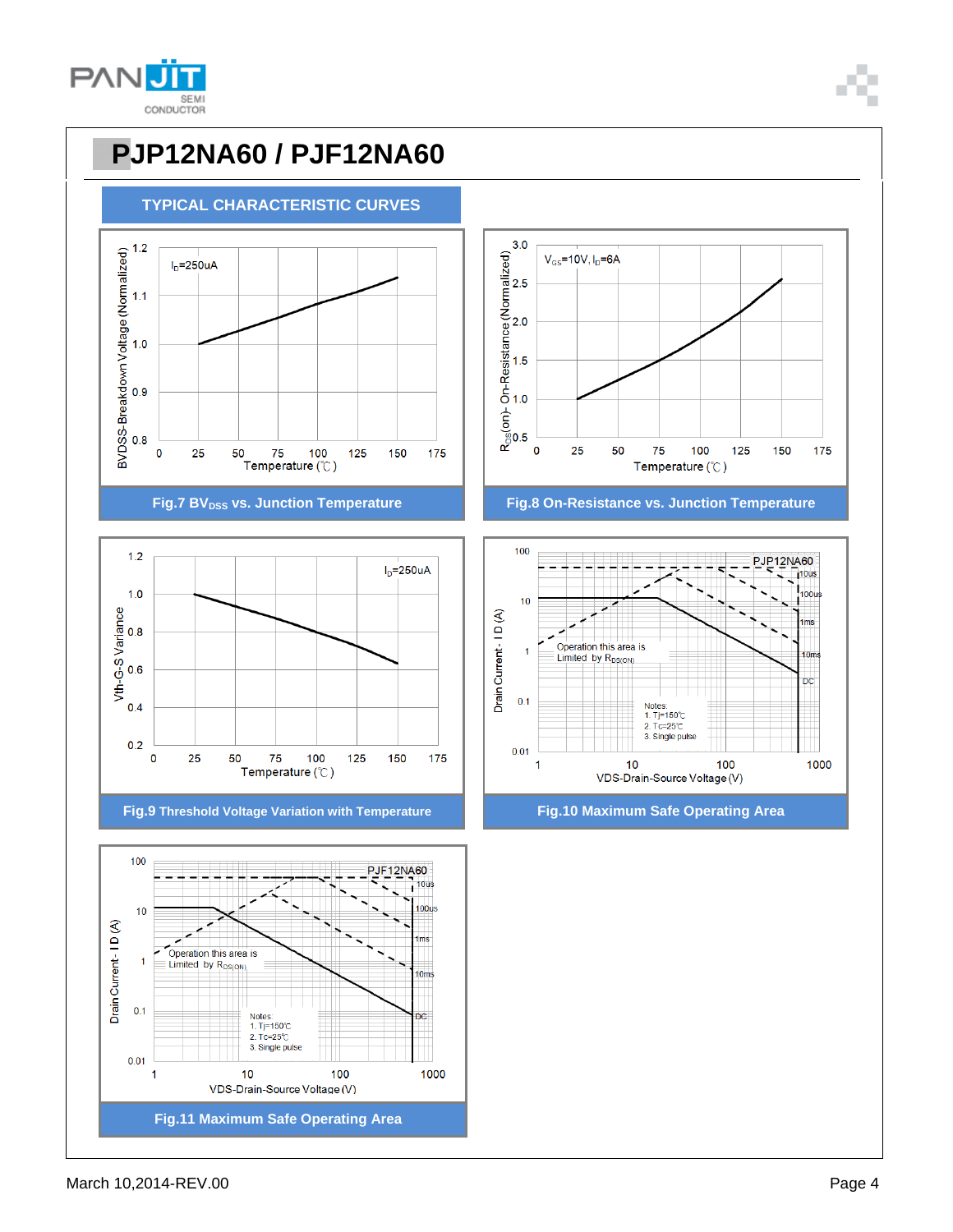# PJP12NA60 / PJF12NA60

## TYPICAL CHARACTERISTIC CURVES

$I_D$=250uA

BVDSS-Breakdown Voltage (Normalized)

Temperature (℃)

Fig.7 $BV_{DSS}$ vs. Junction Temperature

$V_{GS}$=10V, $I_D$=6A

$R_{DS}$(on)- On-Resistance (Normalized)

Temperature (℃)

Fig.8 On-Resistance vs. Junction Temperature

$I_D$=250uA

Vth-G-S Variance

Temperature (℃)

Fig.9 Threshold Voltage Variation with Temperature

PJP12NA60

Operation this area is Limited by $R_{DS(ON)}$

Notes:
1. Tj=150℃
2. Tc=25℃
3. Single pulse

Drain Current - I D (A)

VDS-Drain-Source Voltage (V)

Fig.10 Maximum Safe Operating Area

PJF12NA60

Operation this area is Limited by $R_{DS(ON)}$

Notes:
1. Tj=150℃
2. Tc=25℃
3. Single pulse

Drain Current - I D (A)

VDS-Drain-Source Voltage (V)

Fig.11 Maximum Safe Operating Area

March 10,2014-REV.00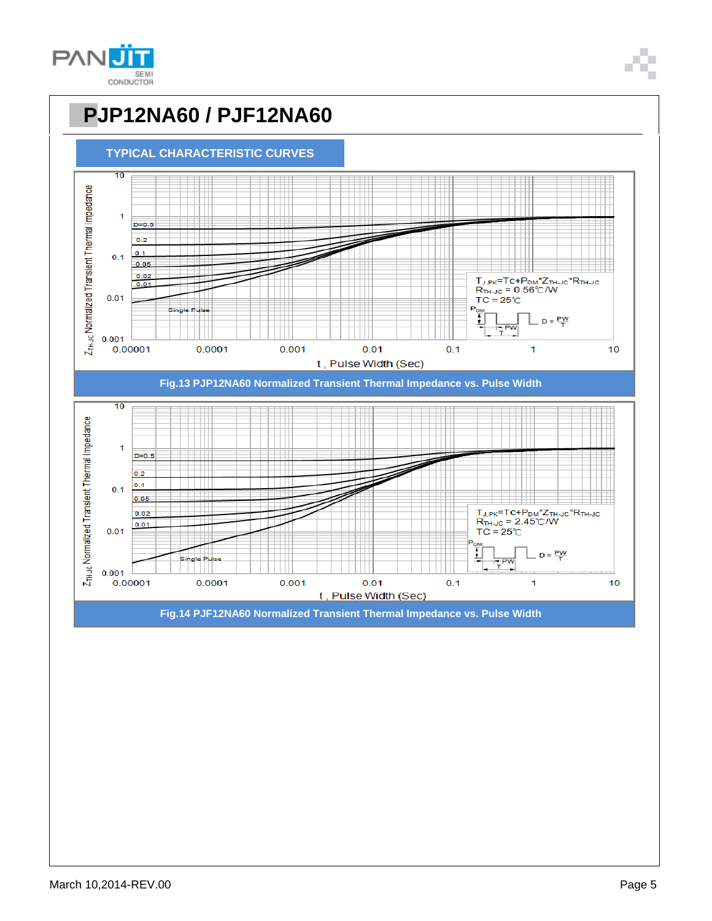# PJP12NA60 / PJF12NA60

## TYPICAL CHARACTERISTIC CURVES

$Z_{TH-JC}$ Normalized Transient Thermal Impedance

D=0.5, 0.2, 0.1, 0.05, 0.02, 0.01, Single Pulse

$T_{J,PK}=T_C+P_{DM}*Z_{TH-JC}*R_{TH-JC}$
$R_{TH-JC}$ = 0.56℃/W
TC = 25℃

$D = \frac{PW}{T}$

t , Pulse Width (Sec)

Fig.13 PJP12NA60 Normalized Transient Thermal Impedance vs. Pulse Width

$Z_{TH-JC}$ Normalized Transient Thermal Impedance

D=0.5, 0.2, 0.1, 0.05, 0.02, 0.01, Single Pulse

$T_{J,PK}=T_C+P_{DM}*Z_{TH-JC}*R_{TH-JC}$
$R_{TH-JC}$ = 2.45℃/W
TC = 25℃

$D = \frac{PW}{T}$

t , Pulse Width (Sec)

Fig.14 PJF12NA60 Normalized Transient Thermal Impedance vs. Pulse Width

March 10,2014-REV.00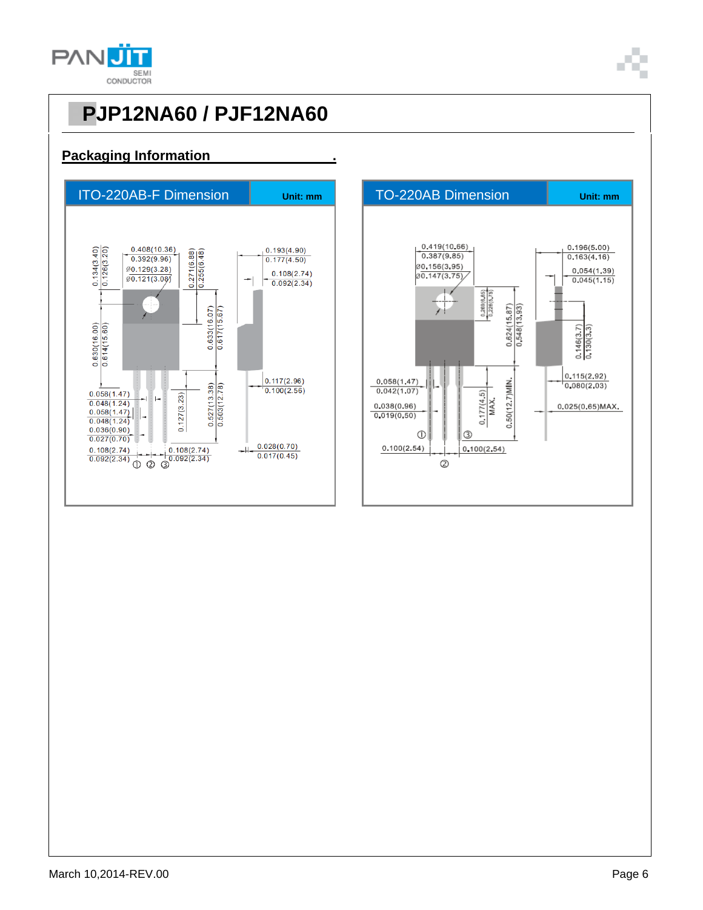# PJP12NA60 / PJF12NA60

## Packaging Information

### ITO-220AB-F Dimension

Unit: mm

0.408(10.36)
0.392(9.96)
Ø0.129(3.28)
Ø0.121(3.08)
0.134(3.40)
0.126(3.20)
0.271(6.88)
0.255(6.48)
0.193(4.90)
0.177(4.50)
0.108(2.74)
0.092(2.34)
0.630(16.00)
0.614(15.60)
0.633(16.07)
0.617(15.67)
0.117(2.96)
0.100(2.56)
0.058(1.47)
0.048(1.24)
0.058(1.47)
0.048(1.24)
0.036(0.90)
0.027(0.70)
0.127(3.23)
0.527(13.38)
0.503(12.78)
0.108(2.74)
0.092(2.34)
0.108(2.74)
0.092(2.34)
0.028(0.70)
0.017(0.45)
① ② ③

### TO-220AB Dimension

Unit: mm

0.419(10.66)
0.387(9.85)
Ø0.156(3.95)
Ø0.147(3.75)
0.269(6.85)
0.226(5.75)
0.624(15.87)
0.548(13.93)
0.196(5.00)
0.163(4.16)
0.054(1.39)
0.045(1.15)
0.146(3.7)
0.130(3.3)
0.058(1.47)
0.042(1.07)
0.038(0.96)
0.019(0.50)
0.177(4.5) MAX.
0.50(12.7)MIN.
0.115(2.92)
0.080(2.03)
0.025(0.65)MAX.
0.100(2.54)
0.100(2.54)
① ② ③

March 10,2014-REV.00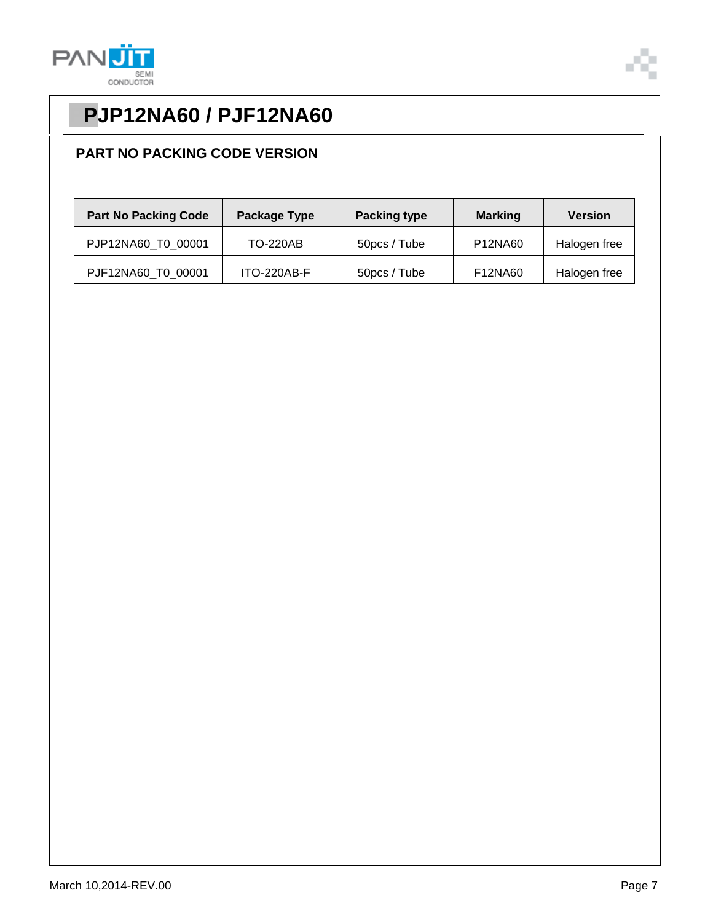# PJP12NA60 / PJF12NA60

## PART NO PACKING CODE VERSION

| Part No Packing Code | Package Type | Packing type | Marking | Version |
|---|---|---|---|---|
| PJP12NA60_T0_00001 | TO-220AB | 50pcs / Tube | P12NA60 | Halogen free |
| PJF12NA60_T0_00001 | ITO-220AB-F | 50pcs / Tube | F12NA60 | Halogen free |

March 10,2014-REV.00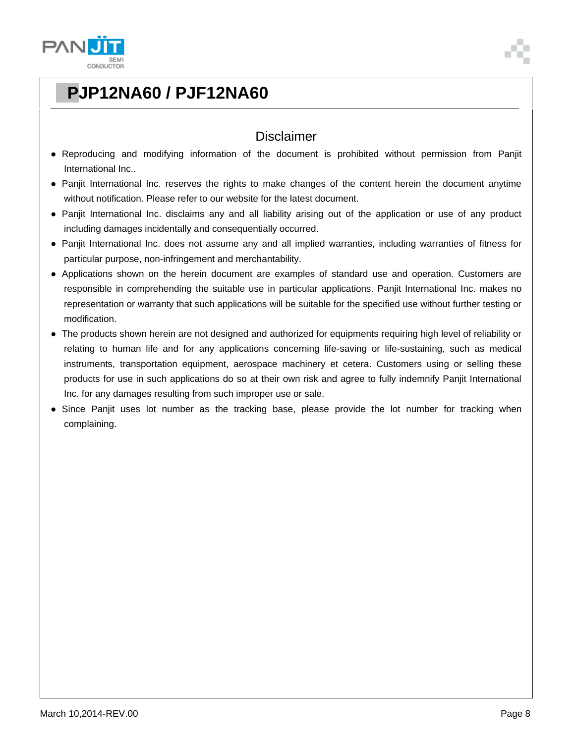## Disclaimer

- Reproducing and modifying information of the document is prohibited without permission from Panjit International Inc..
- Panjit International Inc. reserves the rights to make changes of the content herein the document anytime without notification. Please refer to our website for the latest document.
- Panjit International Inc. disclaims any and all liability arising out of the application or use of any product including damages incidentally and consequentially occurred.
- Panjit International Inc. does not assume any and all implied warranties, including warranties of fitness for particular purpose, non-infringement and merchantability.
- Applications shown on the herein document are examples of standard use and operation. Customers are responsible in comprehending the suitable use in particular applications. Panjit International Inc. makes no representation or warranty that such applications will be suitable for the specified use without further testing or modification.
- The products shown herein are not designed and authorized for equipments requiring high level of reliability or relating to human life and for any applications concerning life-saving or life-sustaining, such as medical instruments, transportation equipment, aerospace machinery et cetera. Customers using or selling these products for use in such applications do so at their own risk and agree to fully indemnify Panjit International Inc. for any damages resulting from such improper use or sale.
- Since Panjit uses lot number as the tracking base, please provide the lot number for tracking when complaining.